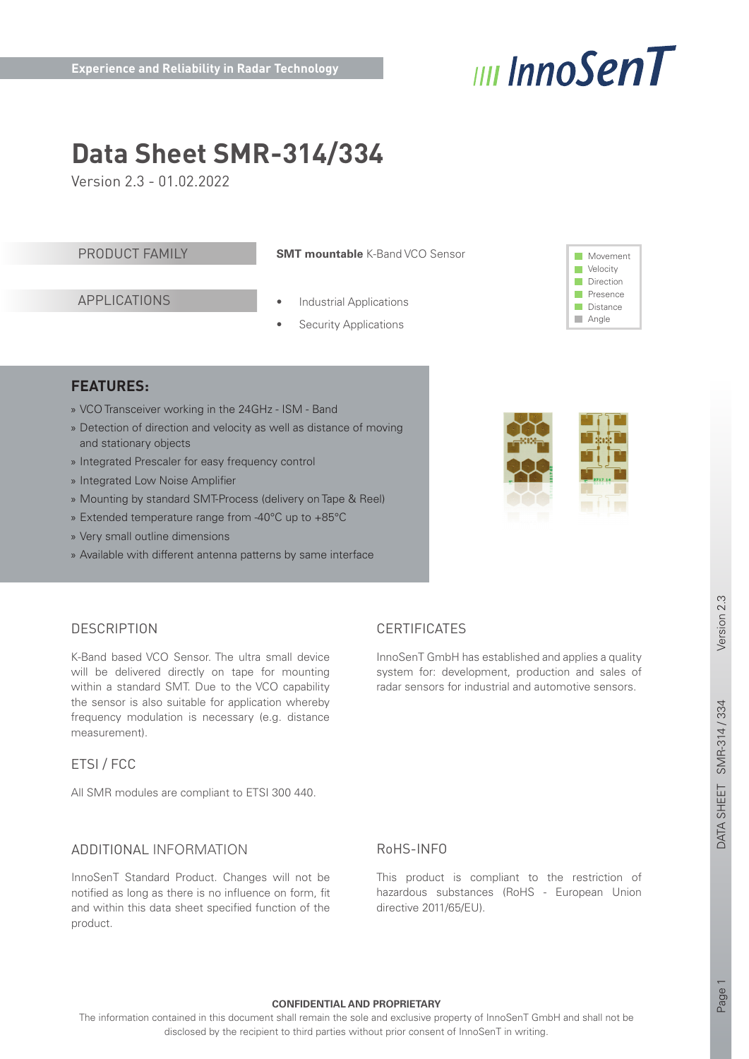Experience and Reliability in Radar Technology

InnoSenT

# Data Sheet SMR-314/334

Version 2.3 - 01.02.2022

| PRODUCT FAMILY | **SMT mountable** K-Band VCO Sensor |
| --- | --- |
| APPLICATIONS | • Industrial Applications<br>• Security Applications |

- Movement
- Velocity
- Direction
- Presence
- Distance
- Angle

## FEATURES:

» VCO Transceiver working in the 24GHz - ISM - Band
» Detection of direction and velocity as well as distance of moving and stationary objects
» Integrated Prescaler for easy frequency control
» Integrated Low Noise Amplifier
» Mounting by standard SMT-Process (delivery on Tape & Reel)
» Extended temperature range from -40°C up to +85°C
» Very small outline dimensions
» Available with different antenna patterns by same interface

## DESCRIPTION

K-Band based VCO Sensor. The ultra small device will be delivered directly on tape for mounting within a standard SMT. Due to the VCO capability the sensor is also suitable for application whereby frequency modulation is necessary (e.g. distance measurement).

## ETSI / FCC

All SMR modules are compliant to ETSI 300 440.

## ADDITIONAL INFORMATION

InnoSenT Standard Product. Changes will not be notified as long as there is no influence on form, fit and within this data sheet specified function of the product.

## CERTIFICATES

InnoSenT GmbH has established and applies a quality system for: development, production and sales of radar sensors for industrial and automotive sensors.

## RoHS-INFO

This product is compliant to the restriction of hazardous substances (RoHS - European Union directive 2011/65/EU).

**CONFIDENTIAL AND PROPRIETARY**

The information contained in this document shall remain the sole and exclusive property of InnoSenT GmbH and shall not be disclosed by the recipient to third parties without prior consent of InnoSenT in writing.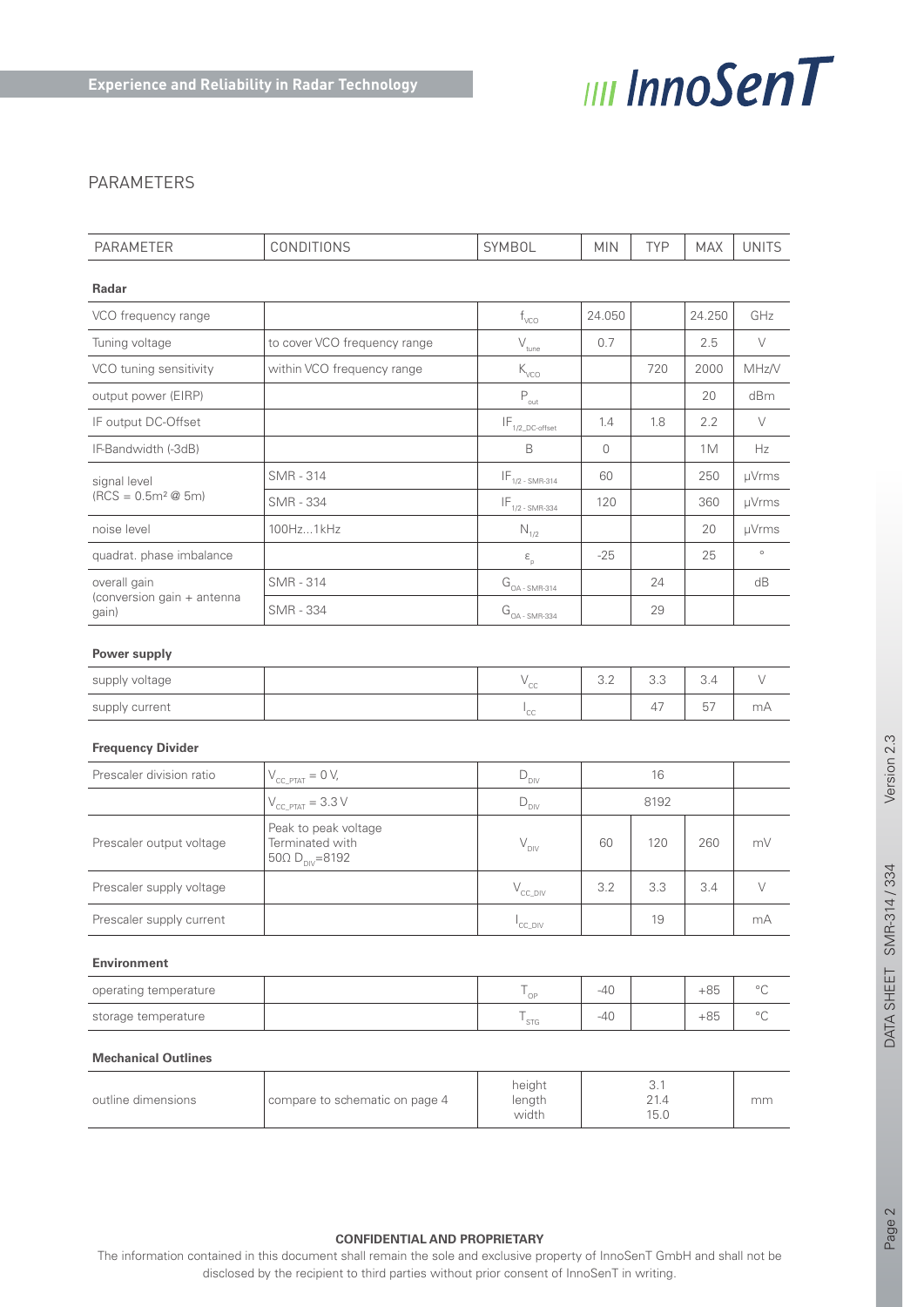## PARAMETERS

| PARAMETER | CONDITIONS | SYMBOL | MIN | TYP | MAX | UNITS |
|---|---|---|---|---|---|---|
| **Radar** | | | | | | |
| VCO frequency range | | $f_{VCO}$ | 24.050 | | 24.250 | GHz |
| Tuning voltage | to cover VCO frequency range | $V_{tune}$ | 0.7 | | 2.5 | V |
| VCO tuning sensitivity | within VCO frequency range | $K_{VCO}$ | | 720 | 2000 | MHz/V |
| output power (EIRP) | | $P_{out}$ | | | 20 | dBm |
| IF output DC-Offset | | $IF_{1/2\_DC\text{-}offset}$ | 1.4 | 1.8 | 2.2 | V |
| IF-Bandwidth (-3dB) | | B | 0 | | 1M | Hz |
| signal level (RCS = 0.5m² @ 5m) | SMR - 314 | $IF_{1/2 - SMR\text{-}314}$ | 60 | | 250 | µVrms |
| | SMR - 334 | $IF_{1/2 - SMR\text{-}334}$ | 120 | | 360 | µVrms |
| noise level | 100Hz...1kHz | $N_{1/2}$ | | | 20 | µVrms |
| quadrat. phase imbalance | | $\varepsilon_p$ | -25 | | 25 | ° |
| overall gain (conversion gain + antenna gain) | SMR - 314 | $G_{OA - SMR\text{-}314}$ | | 24 | | dB |
| | SMR - 334 | $G_{OA - SMR\text{-}334}$ | | 29 | | |
| **Power supply** | | | | | | |
| supply voltage | | $V_{CC}$ | 3.2 | 3.3 | 3.4 | V |
| supply current | | $I_{CC}$ | | 47 | 57 | mA |
| **Frequency Divider** | | | | | | |
| Prescaler division ratio | $V_{CC\_PTAT}$ = 0 V, | $D_{DIV}$ | | 16 | | |
| | $V_{CC\_PTAT}$ = 3.3 V | $D_{DIV}$ | | 8192 | | |
| Prescaler output voltage | Peak to peak voltage Terminated with 50Ω $D_{DIV}$=8192 | $V_{DIV}$ | 60 | 120 | 260 | mV |
| Prescaler supply voltage | | $V_{CC\_DIV}$ | 3.2 | 3.3 | 3.4 | V |
| Prescaler supply current | | $I_{CC\_DIV}$ | | 19 | | mA |
| **Environment** | | | | | | |
| operating temperature | | $T_{OP}$ | -40 | | +85 | °C |
| storage temperature | | $T_{STG}$ | -40 | | +85 | °C |
| **Mechanical Outlines** | | | | | | |
| outline dimensions | compare to schematic on page 4 | height<br>length<br>width | | 3.1<br>21.4<br>15.0 | | mm |

**CONFIDENTIAL AND PROPRIETARY**

The information contained in this document shall remain the sole and exclusive property of InnoSenT GmbH and shall not be disclosed by the recipient to third parties without prior consent of InnoSenT in writing.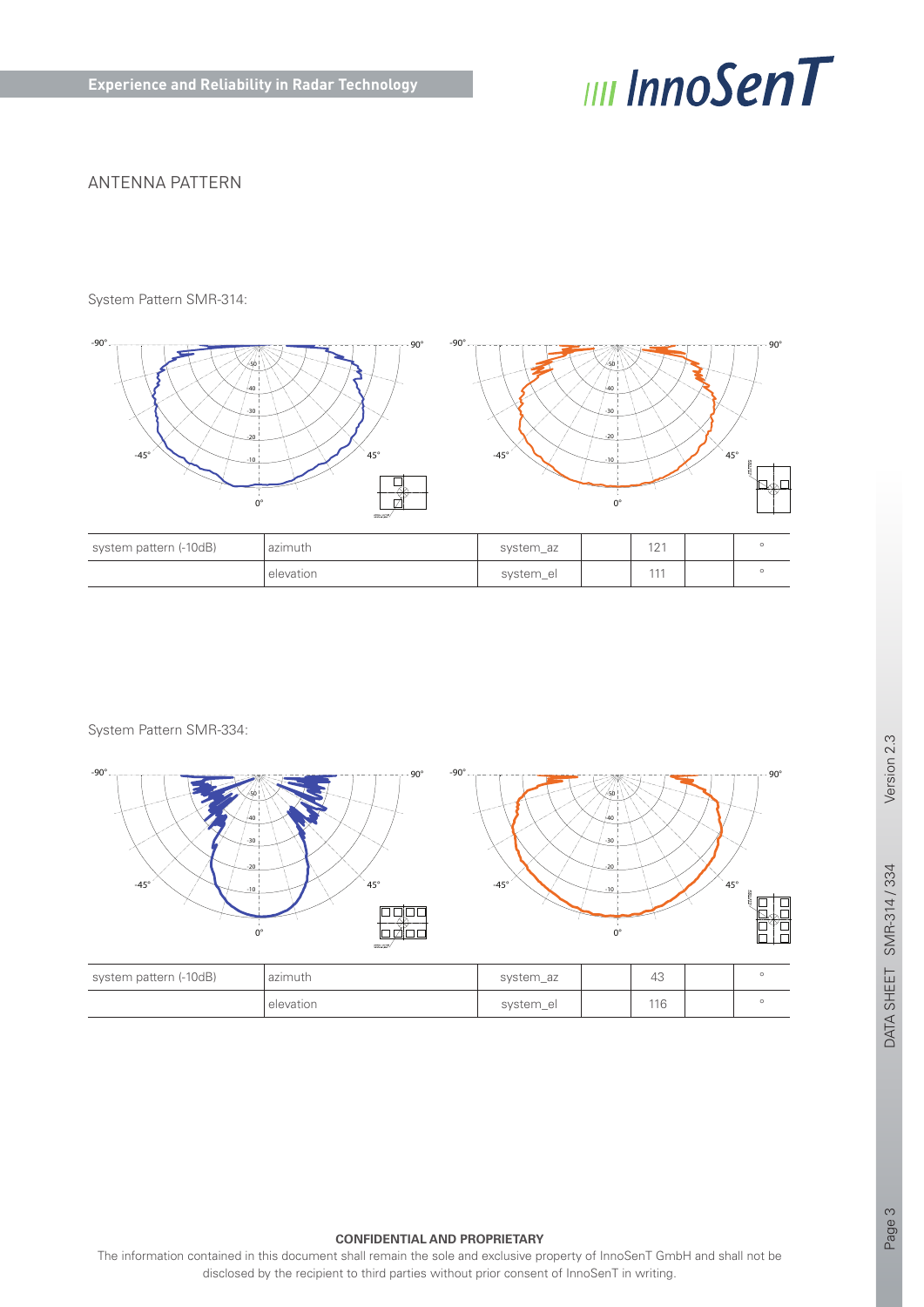## ANTENNA PATTERN

System Pattern SMR-314:

| system pattern (-10dB) | azimuth | system_az | | 121 | | ° |
|---|---|---|---|---|---|---|
| | elevation | system_el | | 111 | | ° |

System Pattern SMR-334:

| system pattern (-10dB) | azimuth | system_az | | 43 | | ° |
|---|---|---|---|---|---|---|
| | elevation | system_el | | 116 | | ° |

**CONFIDENTIAL AND PROPRIETARY**

The information contained in this document shall remain the sole and exclusive property of InnoSenT GmbH and shall not be disclosed by the recipient to third parties without prior consent of InnoSenT in writing.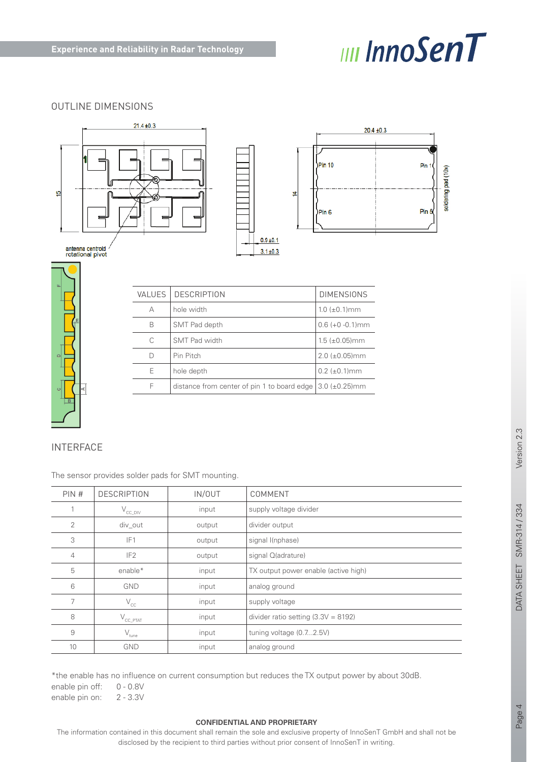## OUTLINE DIMENSIONS

| VALUES | DESCRIPTION | DIMENSIONS |
|---|---|---|
| A | hole width | 1.0 (±0.1)mm |
| B | SMT Pad depth | 0.6 (+0 -0.1)mm |
| C | SMT Pad width | 1.5 (±0.05)mm |
| D | Pin Pitch | 2.0 (±0.05)mm |
| E | hole depth | 0.2 (±0.1)mm |
| F | distance from center of pin 1 to board edge | 3.0 (±0.25)mm |

## INTERFACE

The sensor provides solder pads for SMT mounting.

| PIN # | DESCRIPTION | IN/OUT | COMMENT |
|---|---|---|---|
| 1 | $V_{CC\_DIV}$ | input | supply voltage divider |
| 2 | div_out | output | divider output |
| 3 | IF1 | output | signal I(nphase) |
| 4 | IF2 | output | signal Q(adrature) |
| 5 | enable* | input | TX output power enable (active high) |
| 6 | GND | input | analog ground |
| 7 | $V_{CC}$ | input | supply voltage |
| 8 | $V_{CC\_PTAT}$ | input | divider ratio setting (3.3V = 8192) |
| 9 | $V_{tune}$ | input | tuning voltage (0.7...2.5V) |
| 10 | GND | input | analog ground |

*the enable has no influence on current consumption but reduces the TX output power by about 30dB.
enable pin off: 0 - 0.8V
enable pin on: 2 - 3.3V

**CONFIDENTIAL AND PROPRIETARY**
The information contained in this document shall remain the sole and exclusive property of InnoSenT GmbH and shall not be disclosed by the recipient to third parties without prior consent of InnoSenT in writing.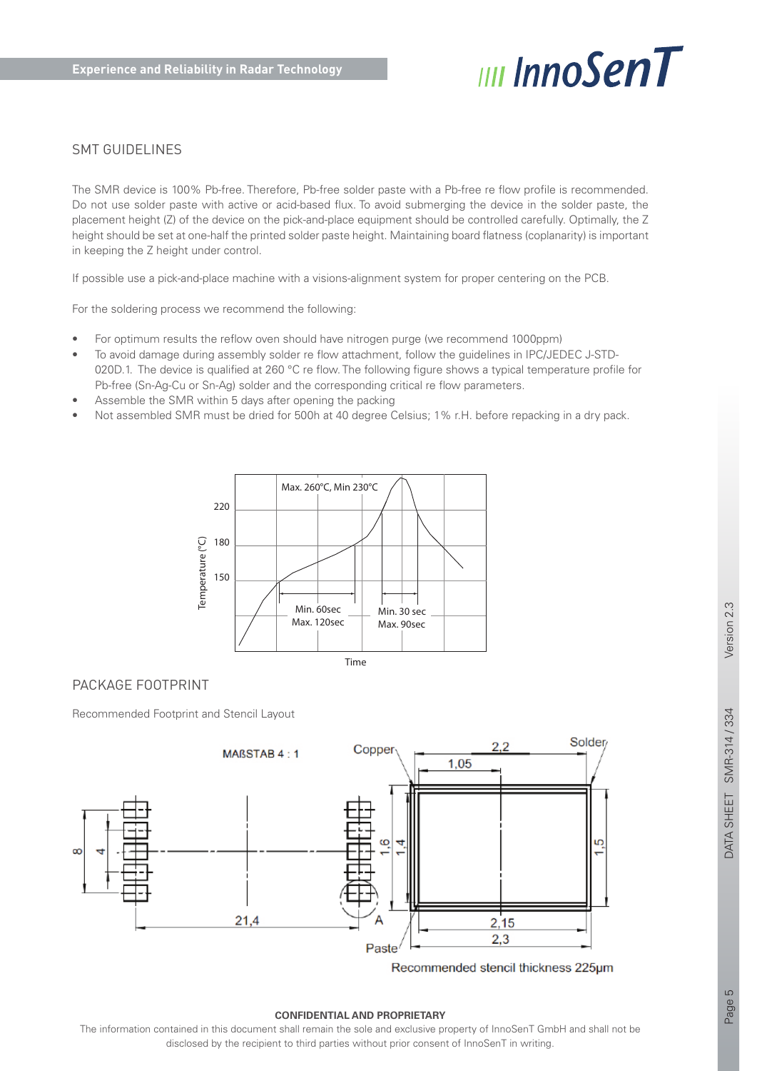## SMT GUIDELINES

The SMR device is 100% Pb-free. Therefore, Pb-free solder paste with a Pb-free re flow profile is recommended. Do not use solder paste with active or acid-based flux. To avoid submerging the device in the solder paste, the placement height (Z) of the device on the pick-and-place equipment should be controlled carefully. Optimally, the Z height should be set at one-half the printed solder paste height. Maintaining board flatness (coplanarity) is important in keeping the Z height under control.

If possible use a pick-and-place machine with a visions-alignment system for proper centering on the PCB.

For the soldering process we recommend the following:

- For optimum results the reflow oven should have nitrogen purge (we recommend 1000ppm)
- To avoid damage during assembly solder re flow attachment, follow the guidelines in IPC/JEDEC J-STD-020D.1. The device is qualified at 260 °C re flow. The following figure shows a typical temperature profile for Pb-free (Sn-Ag-Cu or Sn-Ag) solder and the corresponding critical re flow parameters.
- Assemble the SMR within 5 days after opening the packing
- Not assembled SMR must be dried for 500h at 40 degree Celsius; 1% r.H. before repacking in a dry pack.

Max. 260°C, Min 230°C

Temperature (°C): 220, 180, 150

Min. 60sec Max. 120sec

Min. 30 sec Max. 90sec

Time

## PACKAGE FOOTPRINT

Recommended Footprint and Stencil Layout

MAßSTAB 4 : 1

Copper, Solder, Paste, A

8, 4, 21,4, 1,6, 1,4, 1,5, 2,2, 1,05, 2,15, 2,3

Recommended stencil thickness 225µm

**CONFIDENTIAL AND PROPRIETARY**

The information contained in this document shall remain the sole and exclusive property of InnoSenT GmbH and shall not be disclosed by the recipient to third parties without prior consent of InnoSenT in writing.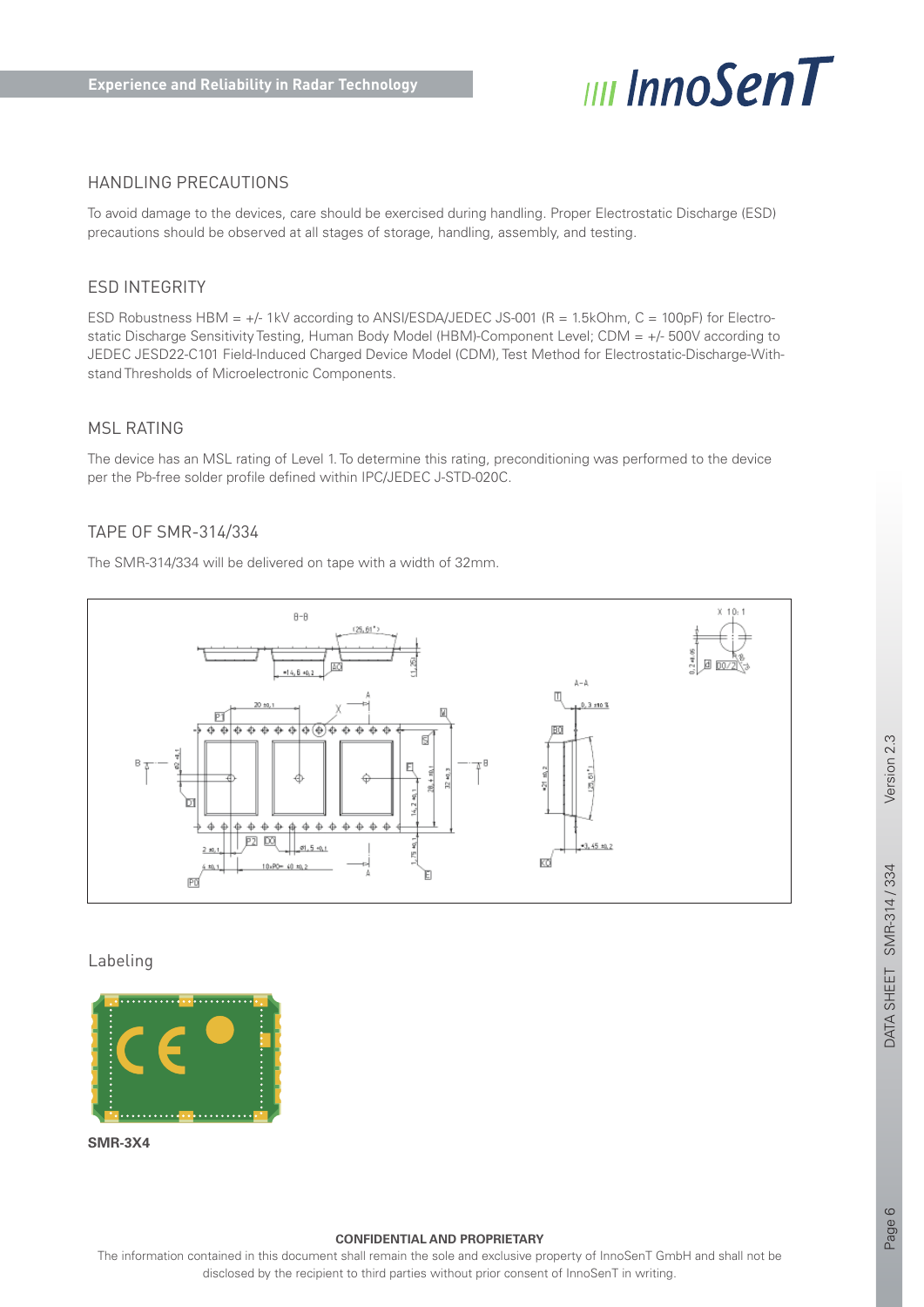## HANDLING PRECAUTIONS

To avoid damage to the devices, care should be exercised during handling. Proper Electrostatic Discharge (ESD) precautions should be observed at all stages of storage, handling, assembly, and testing.

## ESD INTEGRITY

ESD Robustness HBM = +/- 1kV according to ANSI/ESDA/JEDEC JS-001 (R = 1.5kOhm, C = 100pF) for Electrostatic Discharge Sensitivity Testing, Human Body Model (HBM)-Component Level; CDM = +/- 500V according to JEDEC JESD22-C101 Field-Induced Charged Device Model (CDM), Test Method for Electrostatic-Discharge-Withstand Thresholds of Microelectronic Components.

## MSL RATING

The device has an MSL rating of Level 1. To determine this rating, preconditioning was performed to the device per the Pb-free solder profile defined within IPC/JEDEC J-STD-020C.

## TAPE OF SMR-314/334

The SMR-314/334 will be delivered on tape with a width of 32mm.

## Labeling

**SMR-3X4**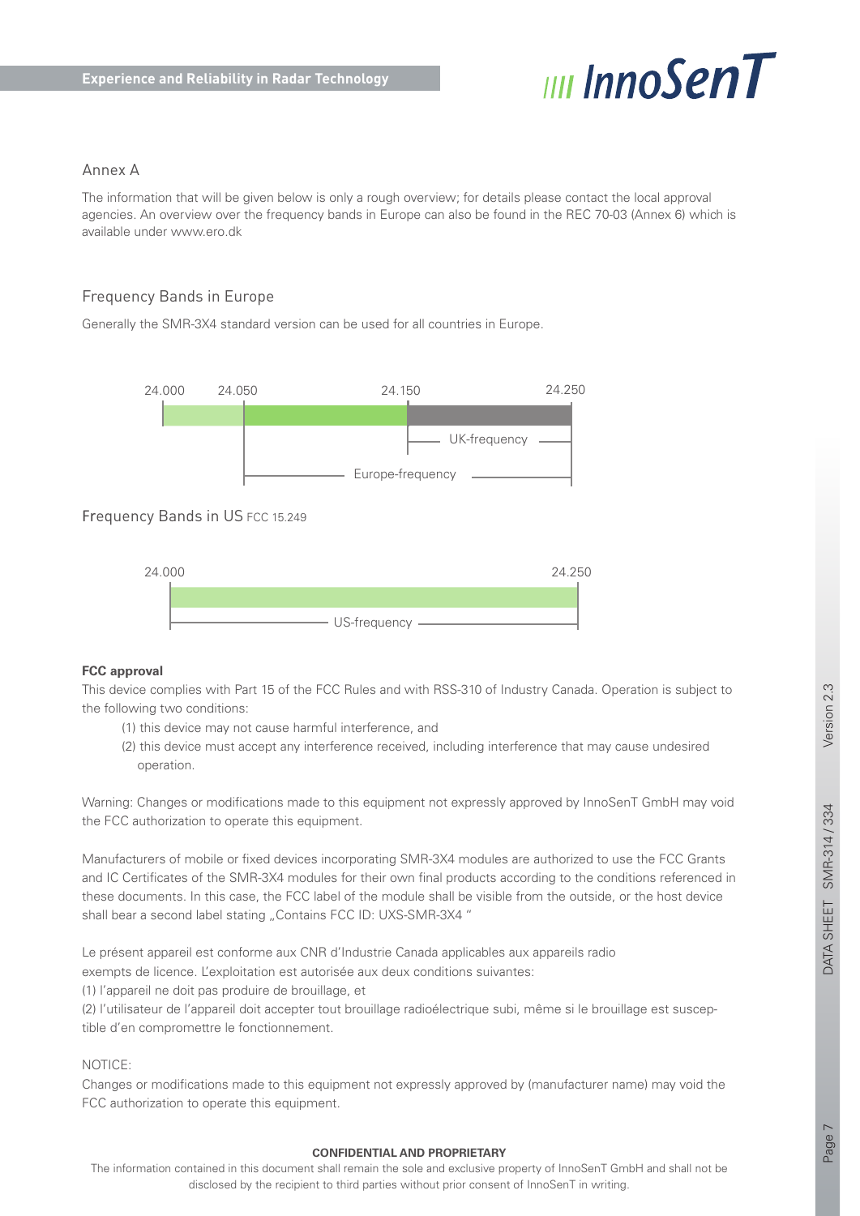## Annex A

The information that will be given below is only a rough overview; for details please contact the local approval agencies. An overview over the frequency bands in Europe can also be found in the REC 70-03 (Annex 6) which is available under www.ero.dk

## Frequency Bands in Europe

Generally the SMR-3X4 standard version can be used for all countries in Europe.

24.000 24.050 24.150 24.250

UK-frequency

Europe-frequency

## Frequency Bands in US FCC 15.249

24.000 24.250

US-frequency

**FCC approval**

This device complies with Part 15 of the FCC Rules and with RSS-310 of Industry Canada. Operation is subject to the following two conditions:

(1) this device may not cause harmful interference, and
(2) this device must accept any interference received, including interference that may cause undesired operation.

Warning: Changes or modifications made to this equipment not expressly approved by InnoSenT GmbH may void the FCC authorization to operate this equipment.

Manufacturers of mobile or fixed devices incorporating SMR-3X4 modules are authorized to use the FCC Grants and IC Certificates of the SMR-3X4 modules for their own final products according to the conditions referenced in these documents. In this case, the FCC label of the module shall be visible from the outside, or the host device shall bear a second label stating „Contains FCC ID: UXS-SMR-3X4 "

Le présent appareil est conforme aux CNR d'Industrie Canada applicables aux appareils radio exempts de licence. L'exploitation est autorisée aux deux conditions suivantes:
(1) l'appareil ne doit pas produire de brouillage, et
(2) l'utilisateur de l'appareil doit accepter tout brouillage radioélectrique subi, même si le brouillage est susceptible d'en compromettre le fonctionnement.

NOTICE:
Changes or modifications made to this equipment not expressly approved by (manufacturer name) may void the FCC authorization to operate this equipment.

**CONFIDENTIAL AND PROPRIETARY**
The information contained in this document shall remain the sole and exclusive property of InnoSenT GmbH and shall not be disclosed by the recipient to third parties without prior consent of InnoSenT in writing.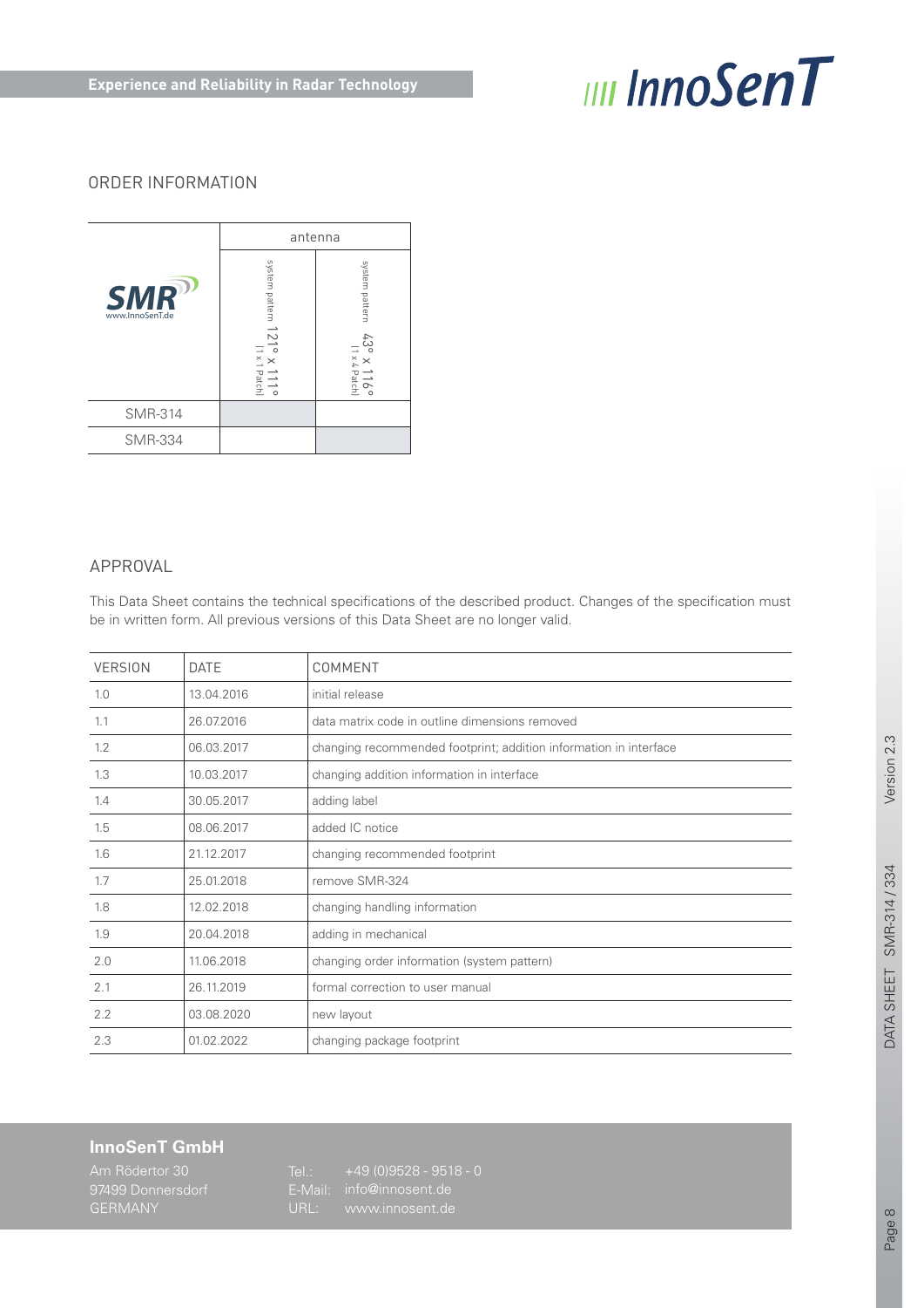## ORDER INFORMATION

| SMR www.InnoSenT.de | antenna | |
|---|---|---|
| | system pattern 121° x 111° (1 x 1 Patch) | system pattern 43° x 116° (1 x 4 Patch) |
| SMR-314 | ■ | |
| SMR-334 | | ■ |

## APPROVAL

This Data Sheet contains the technical specifications of the described product. Changes of the specification must be in written form. All previous versions of this Data Sheet are no longer valid.

| VERSION | DATE | COMMENT |
|---|---|---|
| 1.0 | 13.04.2016 | initial release |
| 1.1 | 26.07.2016 | data matrix code in outline dimensions removed |
| 1.2 | 06.03.2017 | changing recommended footprint; addition information in interface |
| 1.3 | 10.03.2017 | changing addition information in interface |
| 1.4 | 30.05.2017 | adding label |
| 1.5 | 08.06.2017 | added IC notice |
| 1.6 | 21.12.2017 | changing recommended footprint |
| 1.7 | 25.01.2018 | remove SMR-324 |
| 1.8 | 12.02.2018 | changing handling information |
| 1.9 | 20.04.2018 | adding in mechanical |
| 2.0 | 11.06.2018 | changing order information (system pattern) |
| 2.1 | 26.11.2019 | formal correction to user manual |
| 2.2 | 03.08.2020 | new layout |
| 2.3 | 01.02.2022 | changing package footprint |

**InnoSenT GmbH**

Am Rödertor 30
97499 Donnersdorf
GERMANY

Tel.: +49 (0)9528 - 9518 - 0
E-Mail: info@innosent.de
URL: www.innosent.de